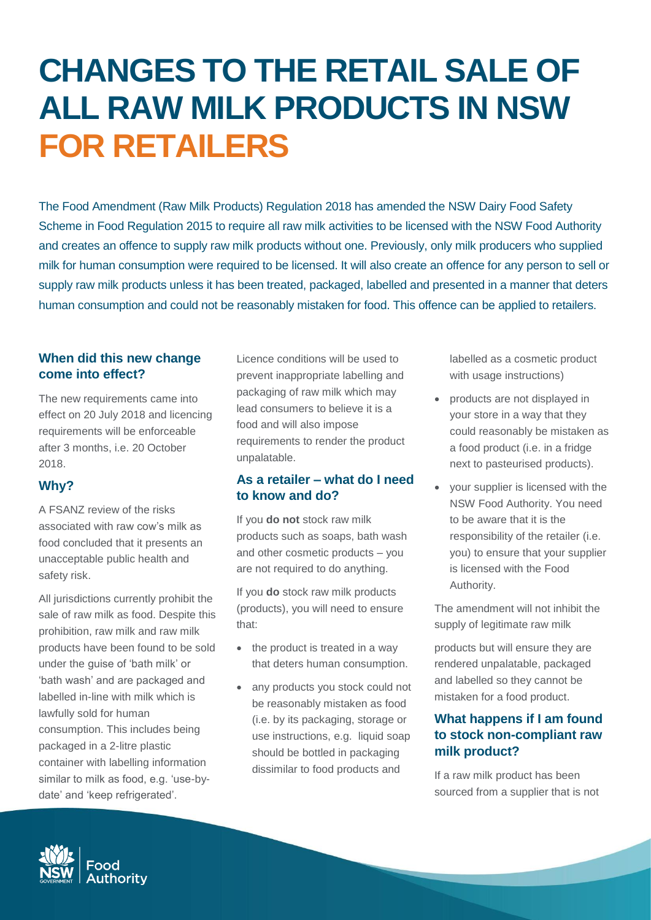# CHANGES TO THE RETAIL SALE OF ALL RAW MILK PRODUCTS IN NSW FOR RETAILERS

The Food Amendment (Raw Milk Products) Regulation 2018 has amended the NSW Dairy Food Safety Scheme in Food Regulation 2015 to require all raw milk activities to be licensed with the NSW Food Authority and creates an offence to supply raw milk products without one. Previously, only milk producers who supplied milk for human consumption were required to be licensed. It will also create an offence for any person to sell or supply raw milk products unless it has been treated, packaged, labelled and presented in a manner that deters human consumption and could not be reasonably mistaken for food. This offence can be applied to retailers.

### When did this new change come into effect?

The new requirements came into effect on 20 July 2018 and licencing requirements will be enforceable after 3 months, i.e. 20 October 2018.

### Why?

A FSANZ review of the risks associated with raw cow's milk as food concluded that it presents an unacceptable public health and safety risk.

All jurisdictions currently prohibit the sale of raw milk as food. Despite this prohibition, raw milk and raw milk products have been found to be sold under the guise of 'bath milk' or 'bath wash' and are packaged and labelled in-line with milk which is lawfully sold for human consumption. This includes being packaged in a 2-litre plastic container with labelling information similar to milk as food, e.g. 'use-by-date' and 'keep refrigerated'.

Licence conditions will be used to prevent inappropriate labelling and packaging of raw milk which may lead consumers to believe it is a food and will also impose requirements to render the product unpalatable.

### As a retailer – what do I need to know and do?

If you **do not** stock raw milk products such as soaps, bath wash and other cosmetic products – you are not required to do anything.

If you **do** stock raw milk products (products), you will need to ensure that:

- the product is treated in a way that deters human consumption.
- any products you stock could not be reasonably mistaken as food (i.e. by its packaging, storage or use instructions, e.g. liquid soap should be bottled in packaging dissimilar to food products and labelled as a cosmetic product with usage instructions)
- products are not displayed in your store in a way that they could reasonably be mistaken as a food product (i.e. in a fridge next to pasteurised products).
- your supplier is licensed with the NSW Food Authority. You need to be aware that it is the responsibility of the retailer (i.e. you) to ensure that your supplier is licensed with the Food Authority.

The amendment will not inhibit the supply of legitimate raw milk products but will ensure they are rendered unpalatable, packaged and labelled so they cannot be mistaken for a food product.

### What happens if I am found to stock non-compliant raw milk product?

If a raw milk product has been sourced from a supplier that is not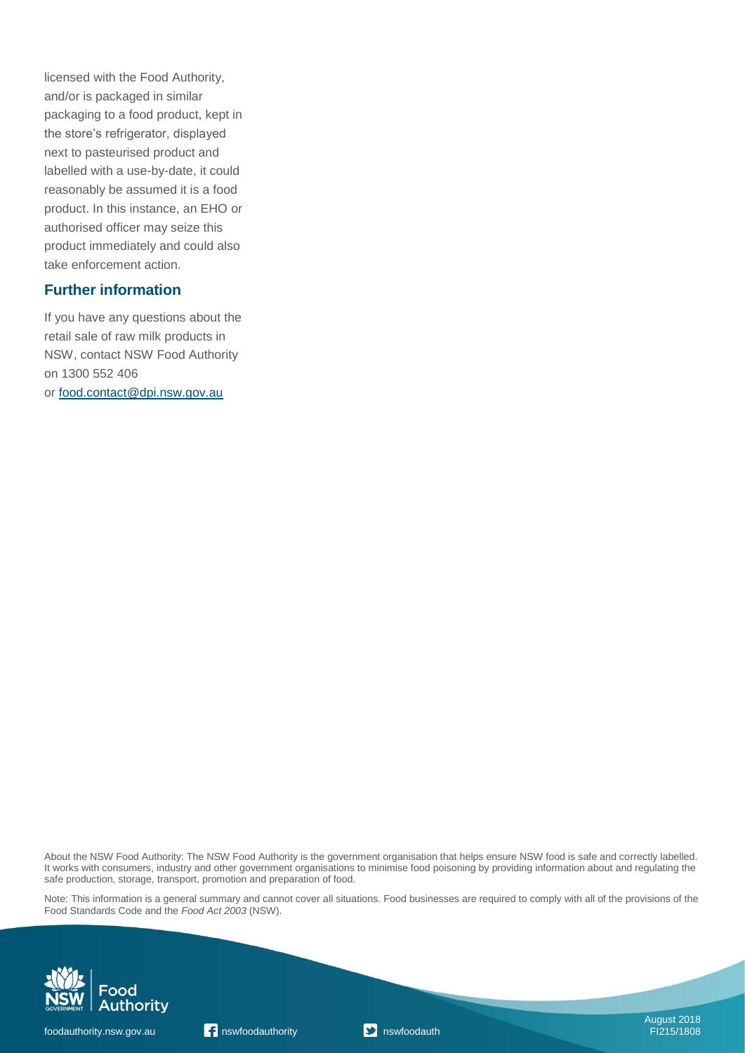licensed with the Food Authority, and/or is packaged in similar packaging to a food product, kept in the store's refrigerator, displayed next to pasteurised product and labelled with a use-by-date, it could reasonably be assumed it is a food product. In this instance, an EHO or authorised officer may seize this product immediately and could also take enforcement action.

## Further information

If you have any questions about the retail sale of raw milk products in NSW, contact NSW Food Authority on 1300 552 406 or [food.contact@dpi.nsw.gov.au](mailto:food.contact@dpi.nsw.gov.au)

About the NSW Food Authority: The NSW Food Authority is the government organisation that helps ensure NSW food is safe and correctly labelled. It works with consumers, industry and other government organisations to minimise food poisoning by providing information about and regulating the safe production, storage, transport, promotion and preparation of food.

Note: This information is a general summary and cannot cover all situations. Food businesses are required to comply with all of the provisions of the Food Standards Code and the *Food Act 2003* (NSW).

foodauthority.nsw.gov.au nswfoodauthority nswfoodauth

August 2018
FI215/1808